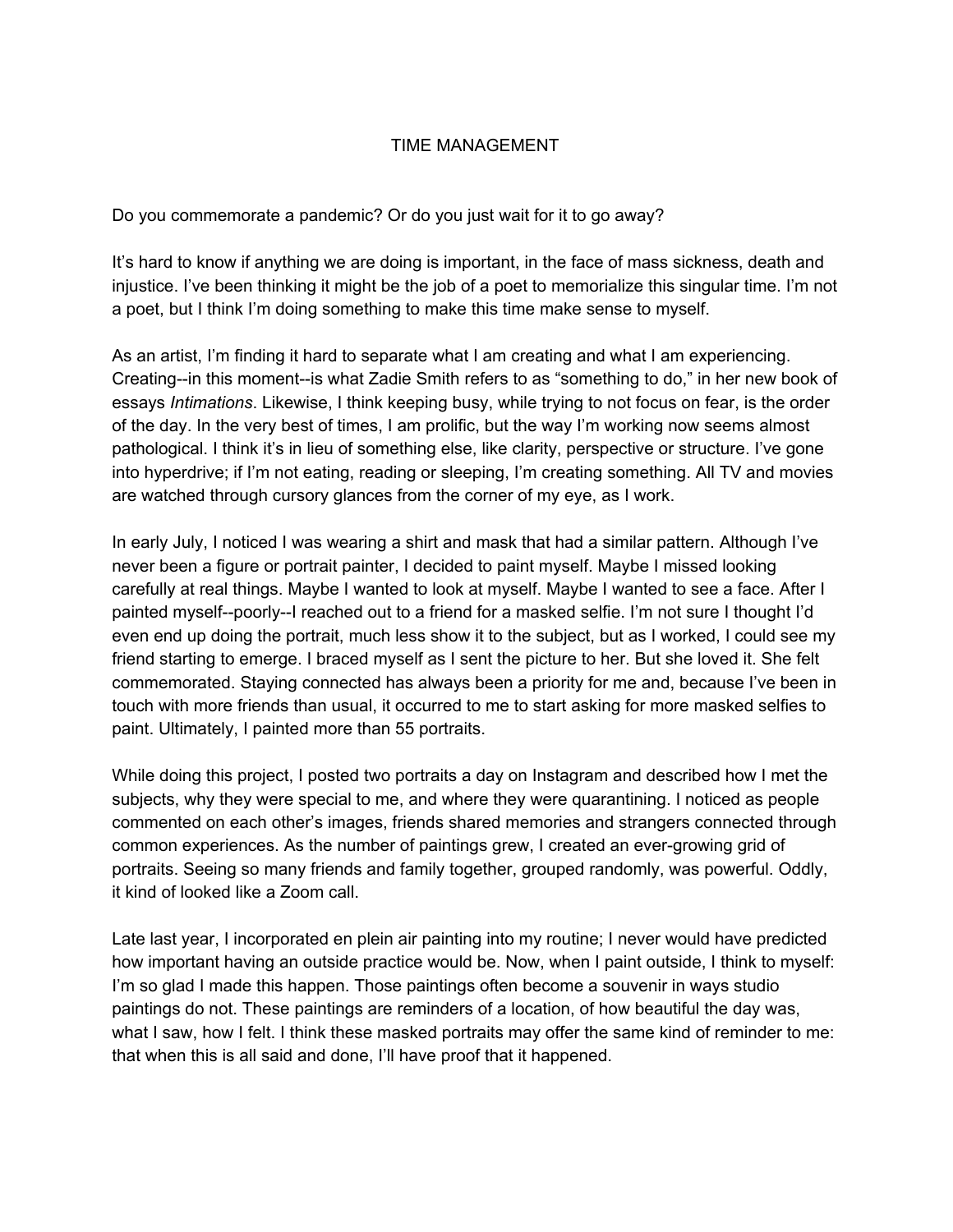# TIME MANAGEMENT

Do you commemorate a pandemic? Or do you just wait for it to go away?

It's hard to know if anything we are doing is important, in the face of mass sickness, death and injustice. I've been thinking it might be the job of a poet to memorialize this singular time. I'm not a poet, but I think I'm doing something to make this time make sense to myself.

As an artist, I'm finding it hard to separate what I am creating and what I am experiencing. Creating--in this moment--is what Zadie Smith refers to as "something to do," in her new book of essays *Intimations*. Likewise, I think keeping busy, while trying to not focus on fear, is the order of the day. In the very best of times, I am prolific, but the way I'm working now seems almost pathological. I think it's in lieu of something else, like clarity, perspective or structure. I've gone into hyperdrive; if I'm not eating, reading or sleeping, I'm creating something. All TV and movies are watched through cursory glances from the corner of my eye, as I work.

In early July, I noticed I was wearing a shirt and mask that had a similar pattern. Although I've never been a figure or portrait painter, I decided to paint myself. Maybe I missed looking carefully at real things. Maybe I wanted to look at myself. Maybe I wanted to see a face. After I painted myself--poorly--I reached out to a friend for a masked selfie. I'm not sure I thought I'd even end up doing the portrait, much less show it to the subject, but as I worked, I could see my friend starting to emerge. I braced myself as I sent the picture to her. But she loved it. She felt commemorated. Staying connected has always been a priority for me and, because I've been in touch with more friends than usual, it occurred to me to start asking for more masked selfies to paint. Ultimately, I painted more than 55 portraits.

While doing this project, I posted two portraits a day on Instagram and described how I met the subjects, why they were special to me, and where they were quarantining. I noticed as people commented on each other's images, friends shared memories and strangers connected through common experiences. As the number of paintings grew, I created an ever-growing grid of portraits. Seeing so many friends and family together, grouped randomly, was powerful. Oddly, it kind of looked like a Zoom call.

Late last year, I incorporated en plein air painting into my routine; I never would have predicted how important having an outside practice would be. Now, when I paint outside, I think to myself: I'm so glad I made this happen. Those paintings often become a souvenir in ways studio paintings do not. These paintings are reminders of a location, of how beautiful the day was, what I saw, how I felt. I think these masked portraits may offer the same kind of reminder to me: that when this is all said and done, I'll have proof that it happened.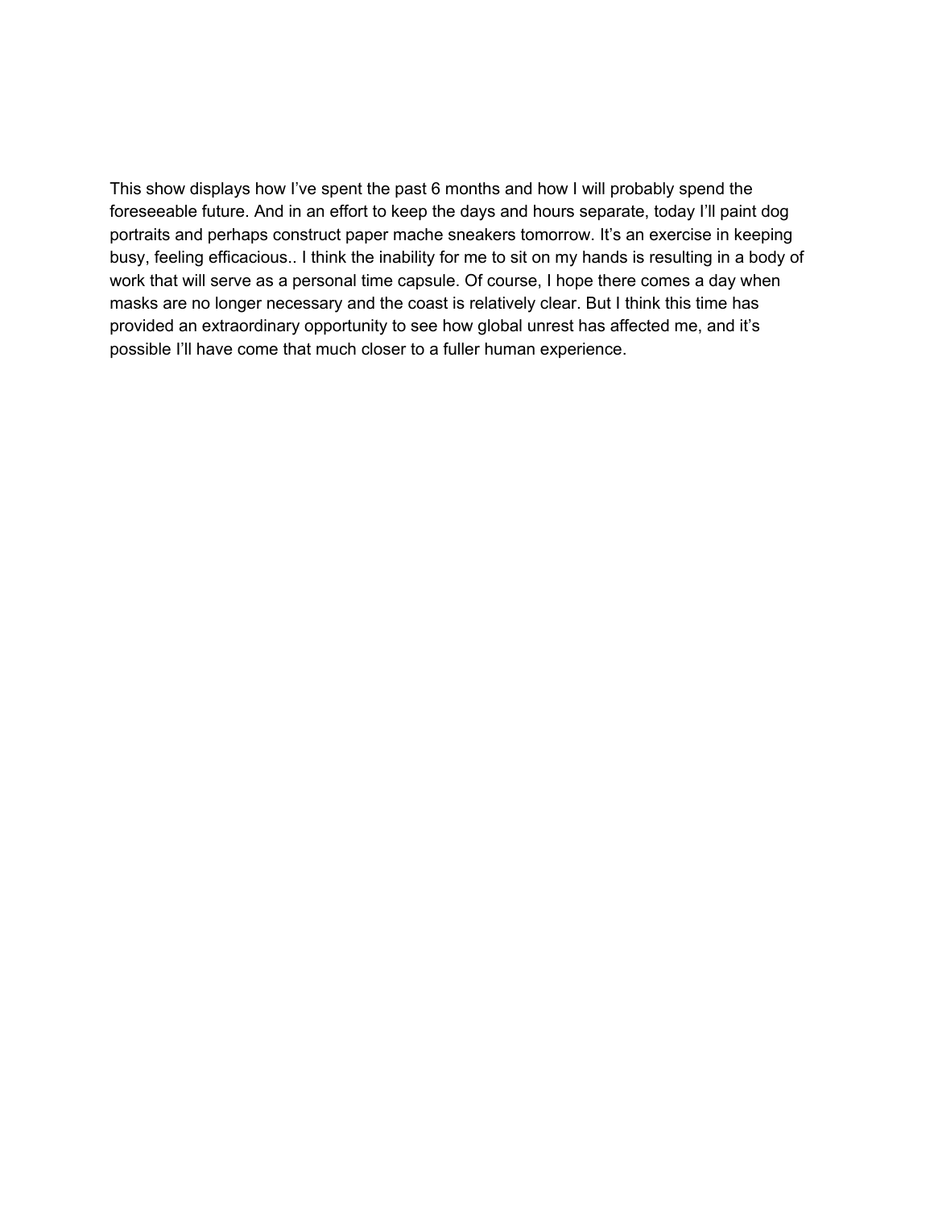This show displays how I've spent the past 6 months and how I will probably spend the foreseeable future. And in an effort to keep the days and hours separate, today I'll paint dog portraits and perhaps construct paper mache sneakers tomorrow. It's an exercise in keeping busy, feeling efficacious.. I think the inability for me to sit on my hands is resulting in a body of work that will serve as a personal time capsule. Of course, I hope there comes a day when masks are no longer necessary and the coast is relatively clear. But I think this time has provided an extraordinary opportunity to see how global unrest has affected me, and it's possible I'll have come that much closer to a fuller human experience.